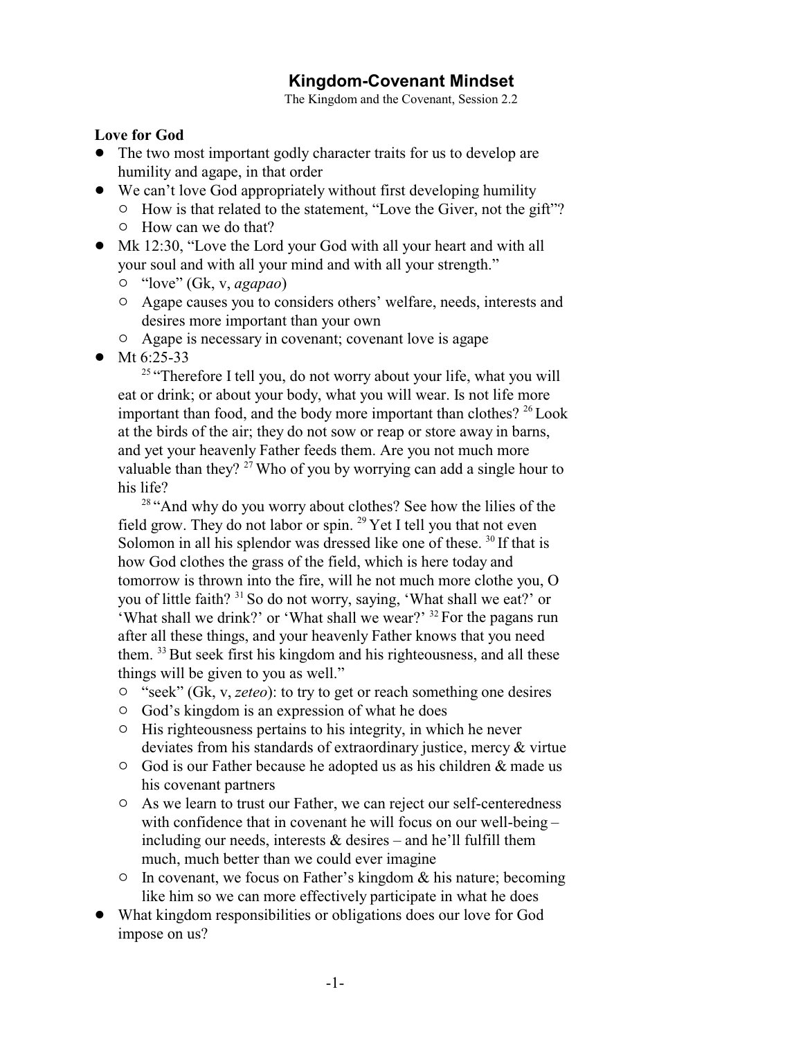# Kingdom-Covenant Mindset

The Kingdom and the Covenant, Session 2.2

**Love for God**

- The two most important godly character traits for us to develop are humility and agape, in that order
- We can't love God appropriately without first developing humility
  - How is that related to the statement, "Love the Giver, not the gift"?
  - How can we do that?
- Mk 12:30, "Love the Lord your God with all your heart and with all your soul and with all your mind and with all your strength."
  - "love" (Gk, v, *agapao*)
  - Agape causes you to considers others' welfare, needs, interests and desires more important than your own
  - Agape is necessary in covenant; covenant love is agape
- Mt 6:25-33

  [25] "Therefore I tell you, do not worry about your life, what you will eat or drink; or about your body, what you will wear. Is not life more important than food, and the body more important than clothes? [26] Look at the birds of the air; they do not sow or reap or store away in barns, and yet your heavenly Father feeds them. Are you not much more valuable than they? [27] Who of you by worrying can add a single hour to his life?

  [28] "And why do you worry about clothes? See how the lilies of the field grow. They do not labor or spin. [29] Yet I tell you that not even Solomon in all his splendor was dressed like one of these. [30] If that is how God clothes the grass of the field, which is here today and tomorrow is thrown into the fire, will he not much more clothe you, O you of little faith? [31] So do not worry, saying, 'What shall we eat?' or 'What shall we drink?' or 'What shall we wear?' [32] For the pagans run after all these things, and your heavenly Father knows that you need them. [33] But seek first his kingdom and his righteousness, and all these things will be given to you as well."

  - "seek" (Gk, v, *zeteo*): to try to get or reach something one desires
  - God's kingdom is an expression of what he does
  - His righteousness pertains to his integrity, in which he never deviates from his standards of extraordinary justice, mercy & virtue
  - God is our Father because he adopted us as his children & made us his covenant partners
  - As we learn to trust our Father, we can reject our self-centeredness with confidence that in covenant he will focus on our well-being – including our needs, interests & desires – and he'll fulfill them much, much better than we could ever imagine
  - In covenant, we focus on Father's kingdom & his nature; becoming like him so we can more effectively participate in what he does
- What kingdom responsibilities or obligations does our love for God impose on us?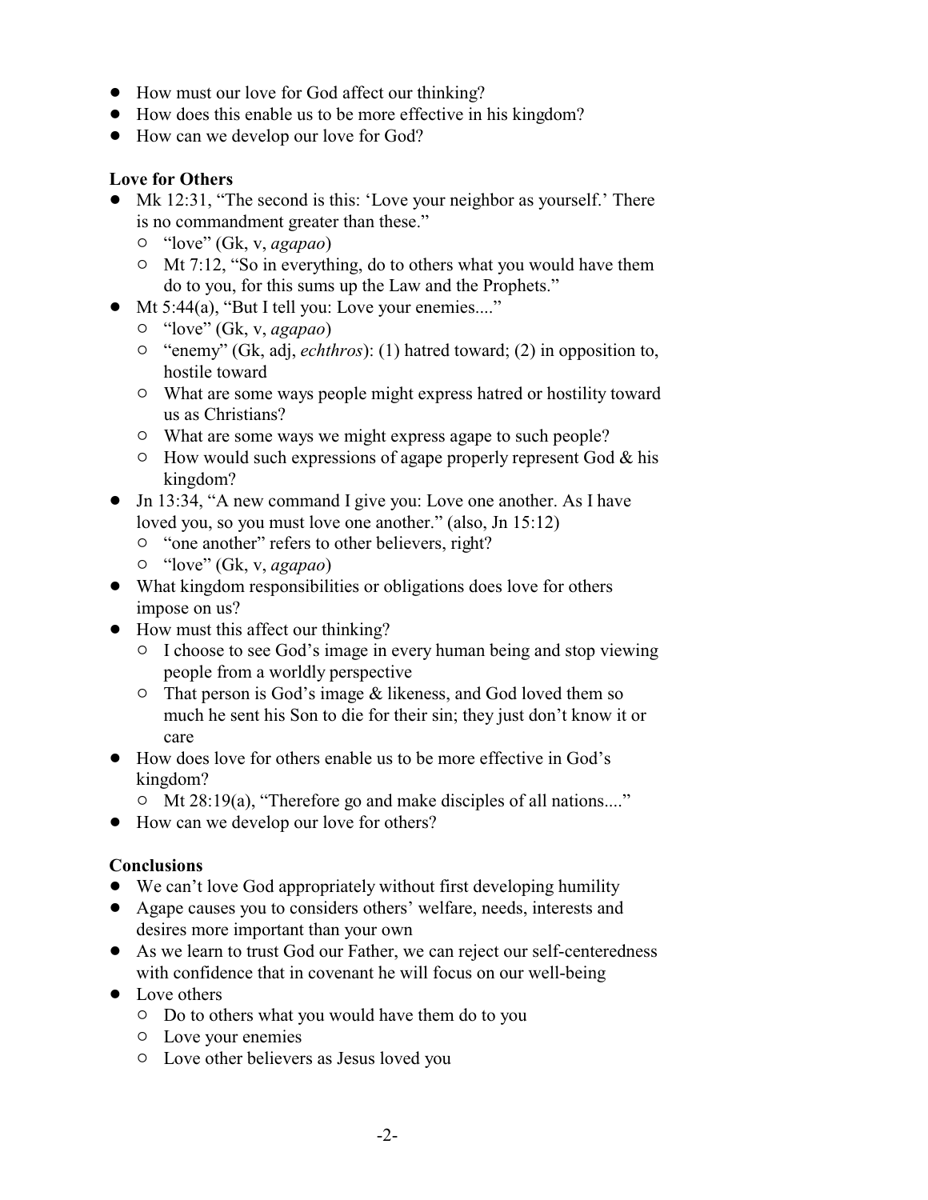- How must our love for God affect our thinking?
- How does this enable us to be more effective in his kingdom?
- How can we develop our love for God?

**Love for Others**

- Mk 12:31, "The second is this: 'Love your neighbor as yourself.' There is no commandment greater than these."
  - "love" (Gk, v, *agapao*)
  - Mt 7:12, "So in everything, do to others what you would have them do to you, for this sums up the Law and the Prophets."
- Mt 5:44(a), "But I tell you: Love your enemies...."
  - "love" (Gk, v, *agapao*)
  - "enemy" (Gk, adj, *echthros*): (1) hatred toward; (2) in opposition to, hostile toward
  - What are some ways people might express hatred or hostility toward us as Christians?
  - What are some ways we might express agape to such people?
  - How would such expressions of agape properly represent God & his kingdom?
- Jn 13:34, "A new command I give you: Love one another. As I have loved you, so you must love one another." (also, Jn 15:12)
  - "one another" refers to other believers, right?
  - "love" (Gk, v, *agapao*)
- What kingdom responsibilities or obligations does love for others impose on us?
- How must this affect our thinking?
  - I choose to see God's image in every human being and stop viewing people from a worldly perspective
  - That person is God's image & likeness, and God loved them so much he sent his Son to die for their sin; they just don't know it or care
- How does love for others enable us to be more effective in God's kingdom?
  - Mt 28:19(a), "Therefore go and make disciples of all nations...."
- How can we develop our love for others?

**Conclusions**

- We can't love God appropriately without first developing humility
- Agape causes you to considers others' welfare, needs, interests and desires more important than your own
- As we learn to trust God our Father, we can reject our self-centeredness with confidence that in covenant he will focus on our well-being
- Love others
  - Do to others what you would have them do to you
  - Love your enemies
  - Love other believers as Jesus loved you